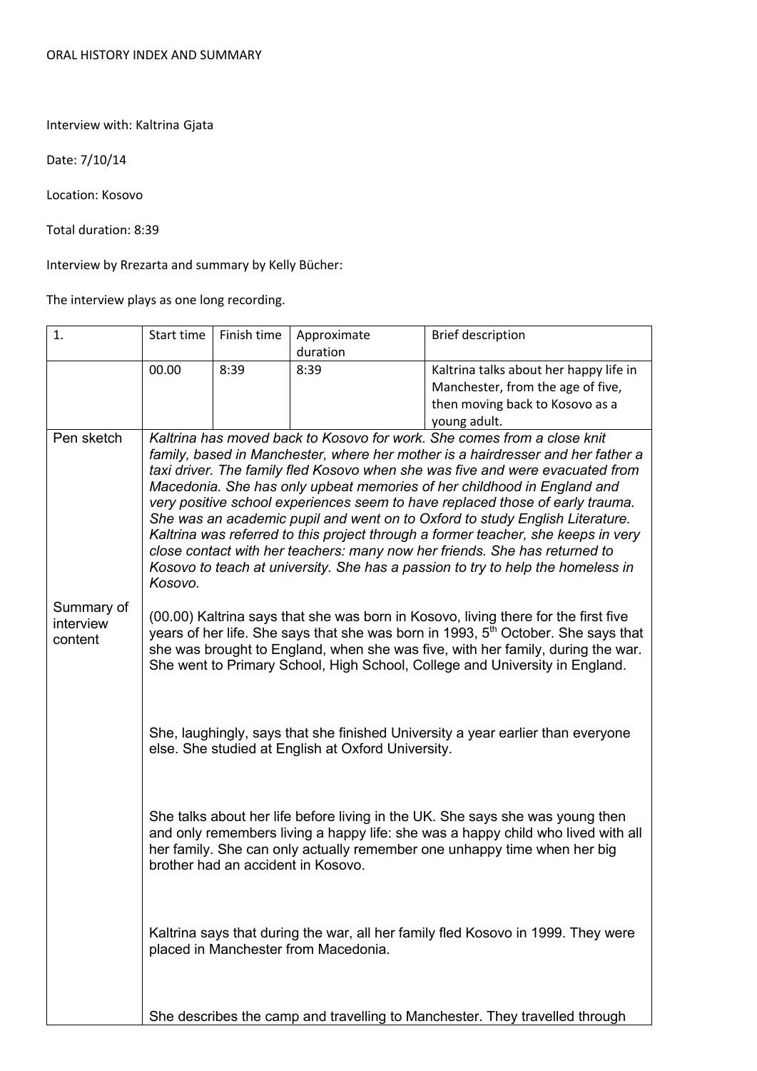ORAL HISTORY INDEX AND SUMMARY

Interview with: Kaltrina Gjata

Date: 7/10/14

Location: Kosovo

Total duration: 8:39

Interview by Rrezarta and summary by Kelly Bücher:

The interview plays as one long recording.

| 1. | Start time | Finish time | Approximate duration | Brief description |
|---|---|---|---|---|
| | 00.00 | 8:39 | 8:39 | Kaltrina talks about her happy life in Manchester, from the age of five, then moving back to Kosovo as a young adult. |
| Pen sketch | *Kaltrina has moved back to Kosovo for work. She comes from a close knit family, based in Manchester, where her mother is a hairdresser and her father a taxi driver. The family fled Kosovo when she was five and were evacuated from Macedonia. She has only upbeat memories of her childhood in England and very positive school experiences seem to have replaced those of early trauma. She was an academic pupil and went on to Oxford to study English Literature. Kaltrina was referred to this project through a former teacher, she keeps in very close contact with her teachers: many now her friends. She has returned to Kosovo to teach at university. She has a passion to try to help the homeless in Kosovo.* | | | |
| Summary of interview content | (00.00) Kaltrina says that she was born in Kosovo, living there for the first five years of her life. She says that she was born in 1993, 5th October. She says that she was brought to England, when she was five, with her family, during the war. She went to Primary School, High School, College and University in England.<br><br>She, laughingly, says that she finished University a year earlier than everyone else. She studied at English at Oxford University.<br><br>She talks about her life before living in the UK. She says she was young then and only remembers living a happy life: she was a happy child who lived with all her family. She can only actually remember one unhappy time when her big brother had an accident in Kosovo.<br><br>Kaltrina says that during the war, all her family fled Kosovo in 1999. They were placed in Manchester from Macedonia.<br><br>She describes the camp and travelling to Manchester. They travelled through | | | |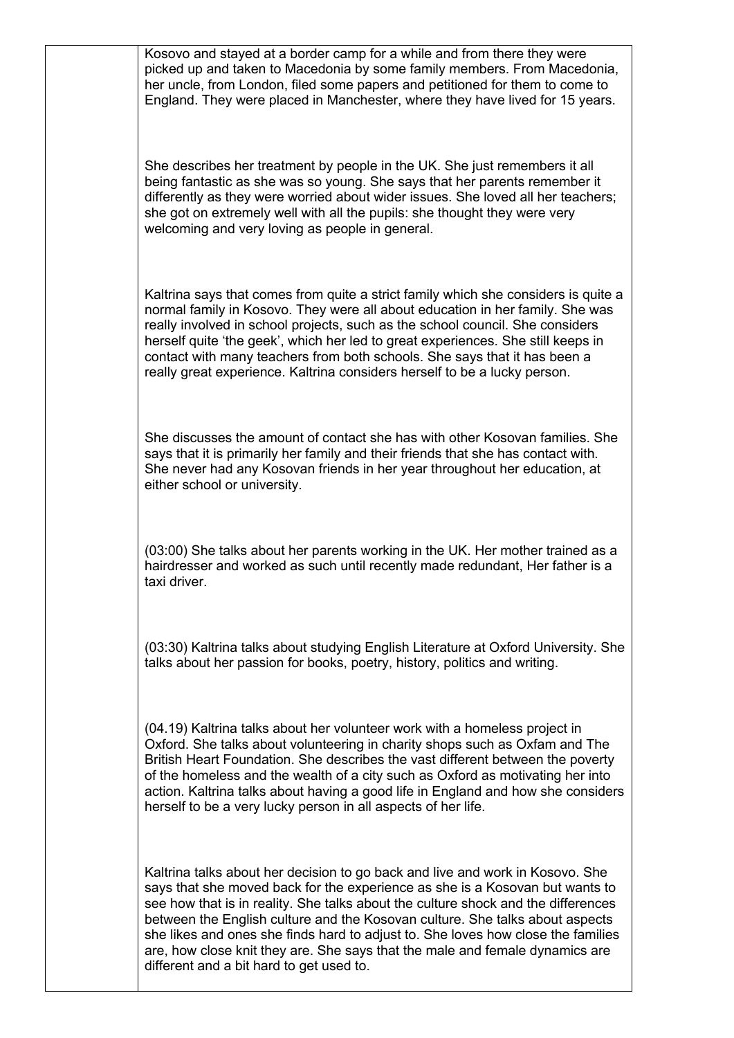| | |
|---|---|
| | Kosovo and stayed at a border camp for a while and from there they were picked up and taken to Macedonia by some family members. From Macedonia, her uncle, from London, filed some papers and petitioned for them to come to England. They were placed in Manchester, where they have lived for 15 years.<br><br>She describes her treatment by people in the UK. She just remembers it all being fantastic as she was so young. She says that her parents remember it differently as they were worried about wider issues. She loved all her teachers; she got on extremely well with all the pupils: she thought they were very welcoming and very loving as people in general.<br><br>Kaltrina says that comes from quite a strict family which she considers is quite a normal family in Kosovo. They were all about education in her family. She was really involved in school projects, such as the school council. She considers herself quite 'the geek', which her led to great experiences. She still keeps in contact with many teachers from both schools. She says that it has been a really great experience. Kaltrina considers herself to be a lucky person.<br><br>She discusses the amount of contact she has with other Kosovan families. She says that it is primarily her family and their friends that she has contact with. She never had any Kosovan friends in her year throughout her education, at either school or university.<br><br>(03:00) She talks about her parents working in the UK. Her mother trained as a hairdresser and worked as such until recently made redundant, Her father is a taxi driver.<br><br>(03:30) Kaltrina talks about studying English Literature at Oxford University. She talks about her passion for books, poetry, history, politics and writing.<br><br>(04.19) Kaltrina talks about her volunteer work with a homeless project in Oxford. She talks about volunteering in charity shops such as Oxfam and The British Heart Foundation. She describes the vast different between the poverty of the homeless and the wealth of a city such as Oxford as motivating her into action. Kaltrina talks about having a good life in England and how she considers herself to be a very lucky person in all aspects of her life.<br><br>Kaltrina talks about her decision to go back and live and work in Kosovo. She says that she moved back for the experience as she is a Kosovan but wants to see how that is in reality. She talks about the culture shock and the differences between the English culture and the Kosovan culture. She talks about aspects she likes and ones she finds hard to adjust to. She loves how close the families are, how close knit they are. She says that the male and female dynamics are different and a bit hard to get used to. |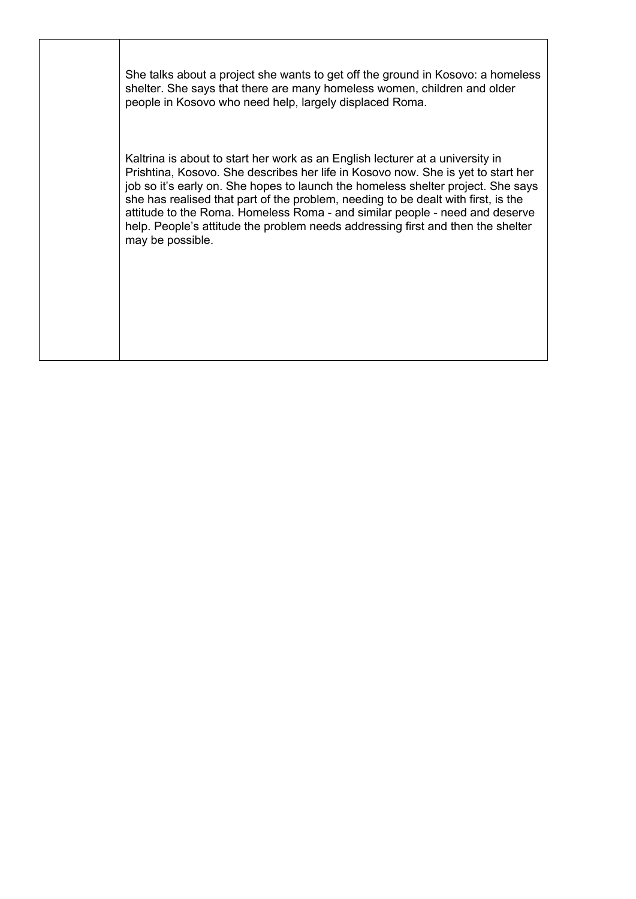| | |
|---|---|
| | She talks about a project she wants to get off the ground in Kosovo: a homeless shelter. She says that there are many homeless women, children and older people in Kosovo who need help, largely displaced Roma.<br><br>Kaltrina is about to start her work as an English lecturer at a university in Prishtina, Kosovo. She describes her life in Kosovo now. She is yet to start her job so it's early on. She hopes to launch the homeless shelter project. She says she has realised that part of the problem, needing to be dealt with first, is the attitude to the Roma. Homeless Roma - and similar people - need and deserve help. People's attitude the problem needs addressing first and then the shelter may be possible. |